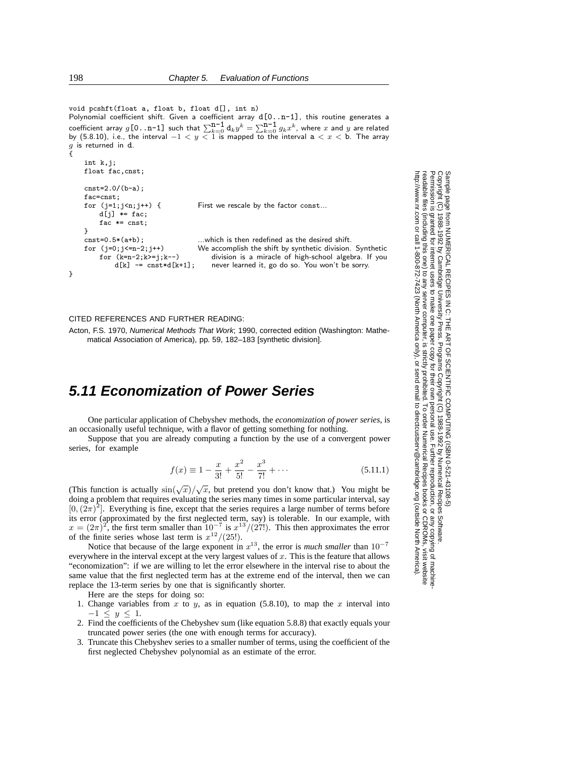```
void pcshft(float a, float b, float d[], int n)
```

Polynomial coefficient shift. Given a coefficient array `d[0..n-1]`, this routine generates a coefficient array $g$`[0..n-1]` such that $\sum_{k=0}^{n-1} d_k y^k = \sum_{k=0}^{n-1} g_k x^k$, where $x$ and $y$ are related by (5.8.10), i.e., the interval $-1 < y < 1$ is mapped to the interval $a < x < b$. The array $g$ is returned in d.

```
{
    int k,j;
    float fac,cnst;

    cnst=2.0/(b-a);
    fac=cnst;
    for (j=1;j<n;j++) {           First we rescale by the factor const...
        d[j] *= fac;
        fac *= cnst;
    }
    cnst=0.5*(a+b);               ...which is then redefined as the desired shift.
    for (j=0;j<=n-2;j++)          We accomplish the shift by synthetic division. Synthetic
        for (k=n-2;k>=j;k--)          division is a miracle of high-school algebra. If you
            d[k] -= cnst*d[k+1];      never learned it, go do so. You won't be sorry.
}
```

CITED REFERENCES AND FURTHER READING:

Acton, F.S. 1970, *Numerical Methods That Work*; 1990, corrected edition (Washington: Mathematical Association of America), pp. 59, 182–183 [synthetic division].

## 5.11 Economization of Power Series

One particular application of Chebyshev methods, the *economization of power series*, is an occasionally useful technique, with a flavor of getting something for nothing.

Suppose that you are already computing a function by the use of a convergent power series, for example

$$f(x) \equiv 1 - \frac{x}{3!} + \frac{x^2}{5!} - \frac{x^3}{7!} + \cdots \tag{5.11.1}$$

(This function is actually $\sin(\sqrt{x})/\sqrt{x}$, but pretend you don't know that.) You might be doing a problem that requires evaluating the series many times in some particular interval, say $[0, (2\pi)^2]$. Everything is fine, except that the series requires a large number of terms before its error (approximated by the first neglected term, say) is tolerable. In our example, with $x = (2\pi)^2$, the first term smaller than $10^{-7}$ is $x^{13}/(27!)$. This then approximates the error of the finite series whose last term is $x^{12}/(25!)$.

Notice that because of the large exponent in $x^{13}$, the error is *much smaller* than $10^{-7}$ everywhere in the interval except at the very largest values of $x$. This is the feature that allows "economization": if we are willing to let the error elsewhere in the interval rise to about the same value that the first neglected term has at the extreme end of the interval, then we can replace the 13-term series by one that is significantly shorter.

Here are the steps for doing so:

1. Change variables from $x$ to $y$, as in equation (5.8.10), to map the $x$ interval into $-1 \le y \le 1$.
2. Find the coefficients of the Chebyshev sum (like equation 5.8.8) that exactly equals your truncated power series (the one with enough terms for accuracy).
3. Truncate this Chebyshev series to a smaller number of terms, using the coefficient of the first neglected Chebyshev polynomial as an estimate of the error.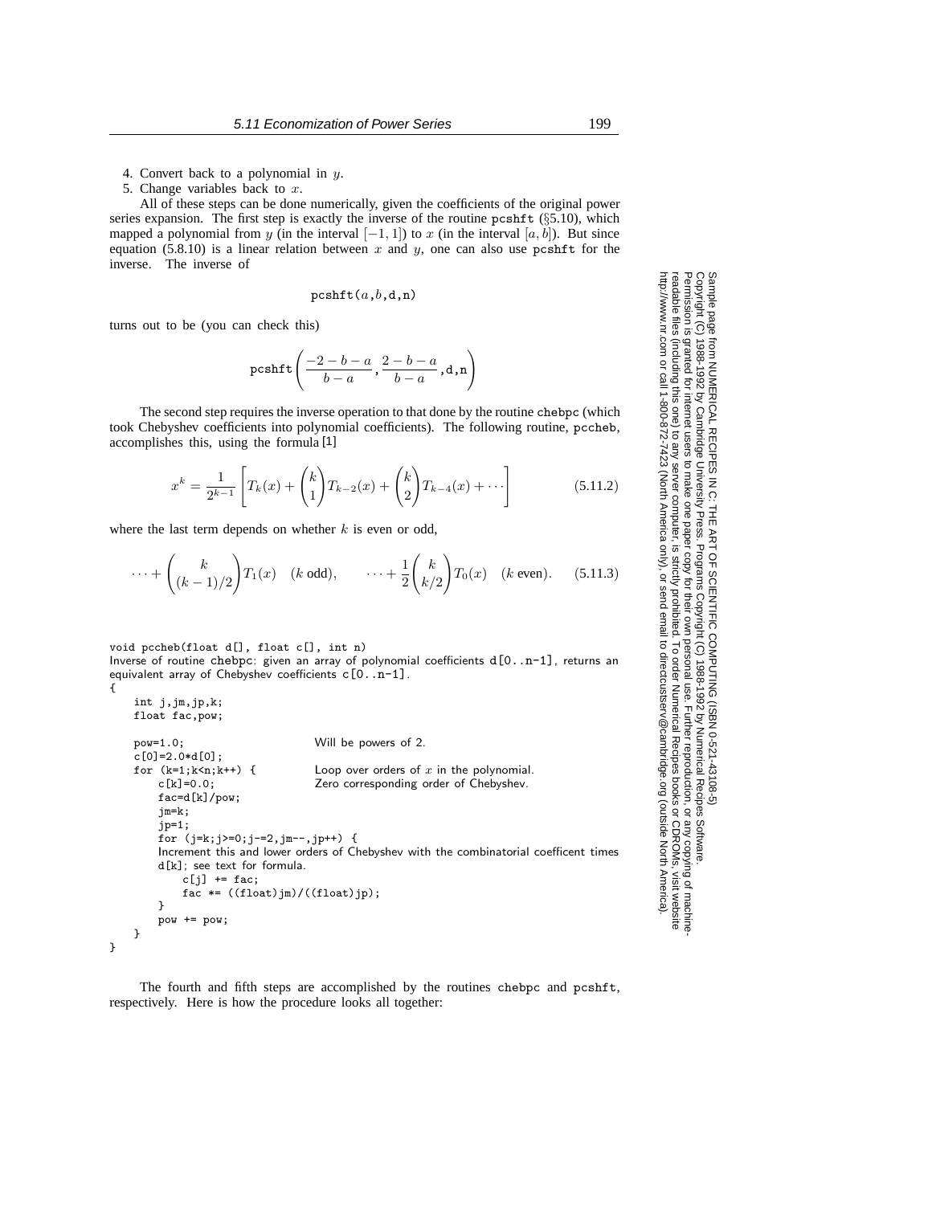4. Convert back to a polynomial in $y$.
5. Change variables back to $x$.

All of these steps can be done numerically, given the coefficients of the original power series expansion. The first step is exactly the inverse of the routine pcshft (§5.10), which mapped a polynomial from $y$ (in the interval $[-1, 1]$) to $x$ (in the interval $[a, b]$). But since equation (5.8.10) is a linear relation between $x$ and $y$, one can also use pcshft for the inverse. The inverse of

$$\texttt{pcshft}(a, b, \texttt{d}, \texttt{n})$$

turns out to be (you can check this)

$$\texttt{pcshft}\left(\frac{-2-b-a}{b-a}, \frac{2-b-a}{b-a}, \texttt{d}, \texttt{n}\right)$$

The second step requires the inverse operation to that done by the routine chebpc (which took Chebyshev coefficients into polynomial coefficients). The following routine, pccheb, accomplishes this, using the formula [1]

$$x^k = \frac{1}{2^{k-1}}\left[T_k(x) + \binom{k}{1}T_{k-2}(x) + \binom{k}{2}T_{k-4}(x) + \cdots\right] \tag{5.11.2}$$

where the last term depends on whether $k$ is even or odd,

$$\cdots + \binom{k}{(k-1)/2}T_1(x) \quad (k \text{ odd}), \qquad \cdots + \frac{1}{2}\binom{k}{k/2}T_0(x) \quad (k \text{ even}). \tag{5.11.3}$$

```
void pccheb(float d[], float c[], int n)
Inverse of routine chebpc: given an array of polynomial coefficients d[0..n-1], returns an
equivalent array of Chebyshev coefficients c[0..n-1].
{
    int j,jm,jp,k;
    float fac,pow;

    pow=1.0;                        Will be powers of 2.
    c[0]=2.0*d[0];
    for (k=1;k<n;k++) {             Loop over orders of x in the polynomial.
        c[k]=0.0;                   Zero corresponding order of Chebyshev.
        fac=d[k]/pow;
        jm=k;
        jp=1;
        for (j=k;j>=0;j-=2,jm--,jp++) {
        Increment this and lower orders of Chebyshev with the combinatorial coefficent times
        d[k]; see text for formula.
            c[j] += fac;
            fac *= ((float)jm)/((float)jp);
        }
        pow += pow;
    }
}
```

The fourth and fifth steps are accomplished by the routines chebpc and pcshft, respectively. Here is how the procedure looks all together: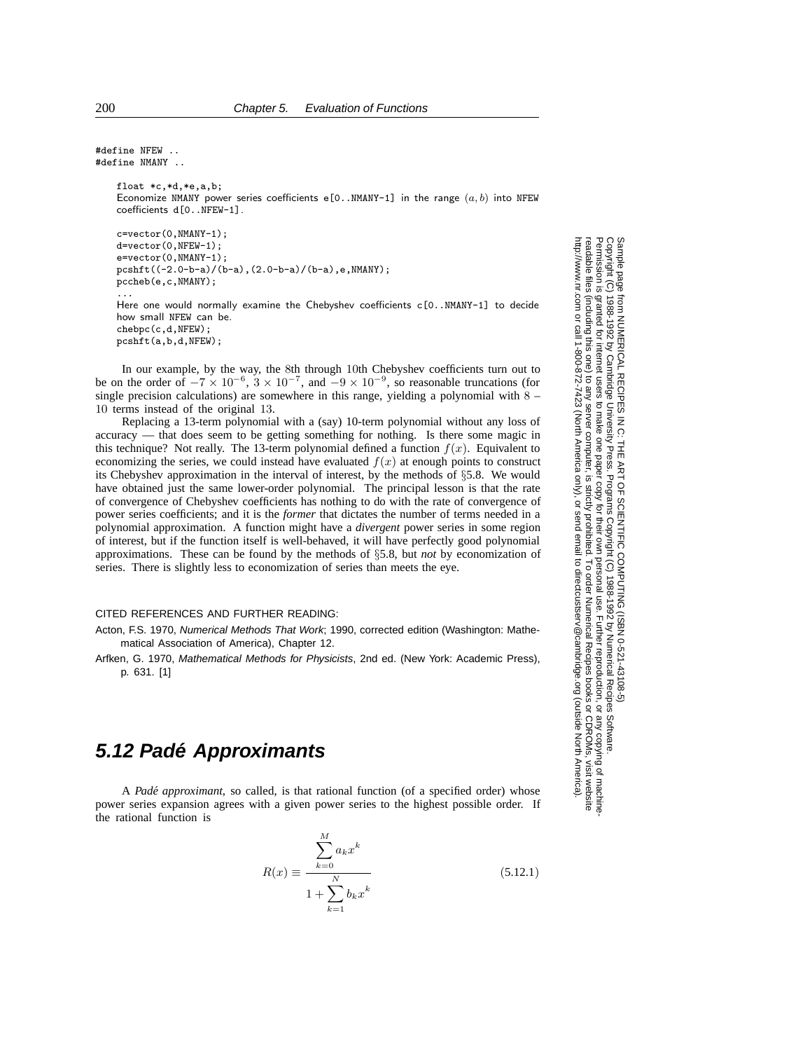```
#define NFEW ..
#define NMANY ..

    float *c,*d,*e,a,b;
    Economize NMANY power series coefficients e[0..NMANY-1] in the range (a, b) into NFEW
    coefficients d[0..NFEW-1].

    c=vector(0,NMANY-1);
    d=vector(0,NFEW-1);
    e=vector(0,NMANY-1);
    pcshft((-2.0-b-a)/(b-a),(2.0-b-a)/(b-a),e,NMANY);
    pccheb(e,c,NMANY);
    ...
    Here one would normally examine the Chebyshev coefficients c[0..NMANY-1] to decide
    how small NFEW can be.
    chebpc(c,d,NFEW);
    pcshft(a,b,d,NFEW);
```

In our example, by the way, the 8th through 10th Chebyshev coefficients turn out to be on the order of $-7 \times 10^{-6}$, $3 \times 10^{-7}$, and $-9 \times 10^{-9}$, so reasonable truncations (for single precision calculations) are somewhere in this range, yielding a polynomial with 8 – 10 terms instead of the original 13.

Replacing a 13-term polynomial with a (say) 10-term polynomial without any loss of accuracy — that does seem to be getting something for nothing. Is there some magic in this technique? Not really. The 13-term polynomial defined a function $f(x)$. Equivalent to economizing the series, we could instead have evaluated $f(x)$ at enough points to construct its Chebyshev approximation in the interval of interest, by the methods of §5.8. We would have obtained just the same lower-order polynomial. The principal lesson is that the rate of convergence of Chebyshev coefficients has nothing to do with the rate of convergence of power series coefficients; and it is the *former* that dictates the number of terms needed in a polynomial approximation. A function might have a *divergent* power series in some region of interest, but if the function itself is well-behaved, it will have perfectly good polynomial approximations. These can be found by the methods of §5.8, but *not* by economization of series. There is slightly less to economization of series than meets the eye.

CITED REFERENCES AND FURTHER READING:

Acton, F.S. 1970, *Numerical Methods That Work*; 1990, corrected edition (Washington: Mathematical Association of America), Chapter 12.

Arfken, G. 1970, *Mathematical Methods for Physicists*, 2nd ed. (New York: Academic Press), p. 631. [1]

## 5.12 Padé Approximants

A *Padé approximant*, so called, is that rational function (of a specified order) whose power series expansion agrees with a given power series to the highest possible order. If the rational function is

$$R(x) \equiv \frac{\sum_{k=0}^{M} a_k x^k}{1 + \sum_{k=1}^{N} b_k x^k} \tag{5.12.1}$$